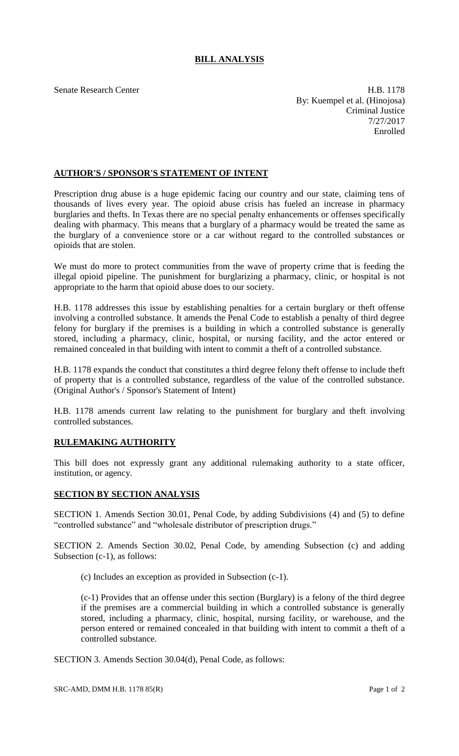# BILL ANALYSIS

Senate Research Center

H.B. 1178
By: Kuempel et al. (Hinojosa)
Criminal Justice
7/27/2017
Enrolled

## AUTHOR'S / SPONSOR'S STATEMENT OF INTENT

Prescription drug abuse is a huge epidemic facing our country and our state, claiming tens of thousands of lives every year. The opioid abuse crisis has fueled an increase in pharmacy burglaries and thefts. In Texas there are no special penalty enhancements or offenses specifically dealing with pharmacy. This means that a burglary of a pharmacy would be treated the same as the burglary of a convenience store or a car without regard to the controlled substances or opioids that are stolen.

We must do more to protect communities from the wave of property crime that is feeding the illegal opioid pipeline. The punishment for burglarizing a pharmacy, clinic, or hospital is not appropriate to the harm that opioid abuse does to our society.

H.B. 1178 addresses this issue by establishing penalties for a certain burglary or theft offense involving a controlled substance. It amends the Penal Code to establish a penalty of third degree felony for burglary if the premises is a building in which a controlled substance is generally stored, including a pharmacy, clinic, hospital, or nursing facility, and the actor entered or remained concealed in that building with intent to commit a theft of a controlled substance.

H.B. 1178 expands the conduct that constitutes a third degree felony theft offense to include theft of property that is a controlled substance, regardless of the value of the controlled substance. (Original Author's / Sponsor's Statement of Intent)

H.B. 1178 amends current law relating to the punishment for burglary and theft involving controlled substances.

## RULEMAKING AUTHORITY

This bill does not expressly grant any additional rulemaking authority to a state officer, institution, or agency.

## SECTION BY SECTION ANALYSIS

SECTION 1. Amends Section 30.01, Penal Code, by adding Subdivisions (4) and (5) to define "controlled substance" and "wholesale distributor of prescription drugs."

SECTION 2. Amends Section 30.02, Penal Code, by amending Subsection (c) and adding Subsection (c-1), as follows:

(c) Includes an exception as provided in Subsection (c-1).

(c-1) Provides that an offense under this section (Burglary) is a felony of the third degree if the premises are a commercial building in which a controlled substance is generally stored, including a pharmacy, clinic, hospital, nursing facility, or warehouse, and the person entered or remained concealed in that building with intent to commit a theft of a controlled substance.

SECTION 3. Amends Section 30.04(d), Penal Code, as follows: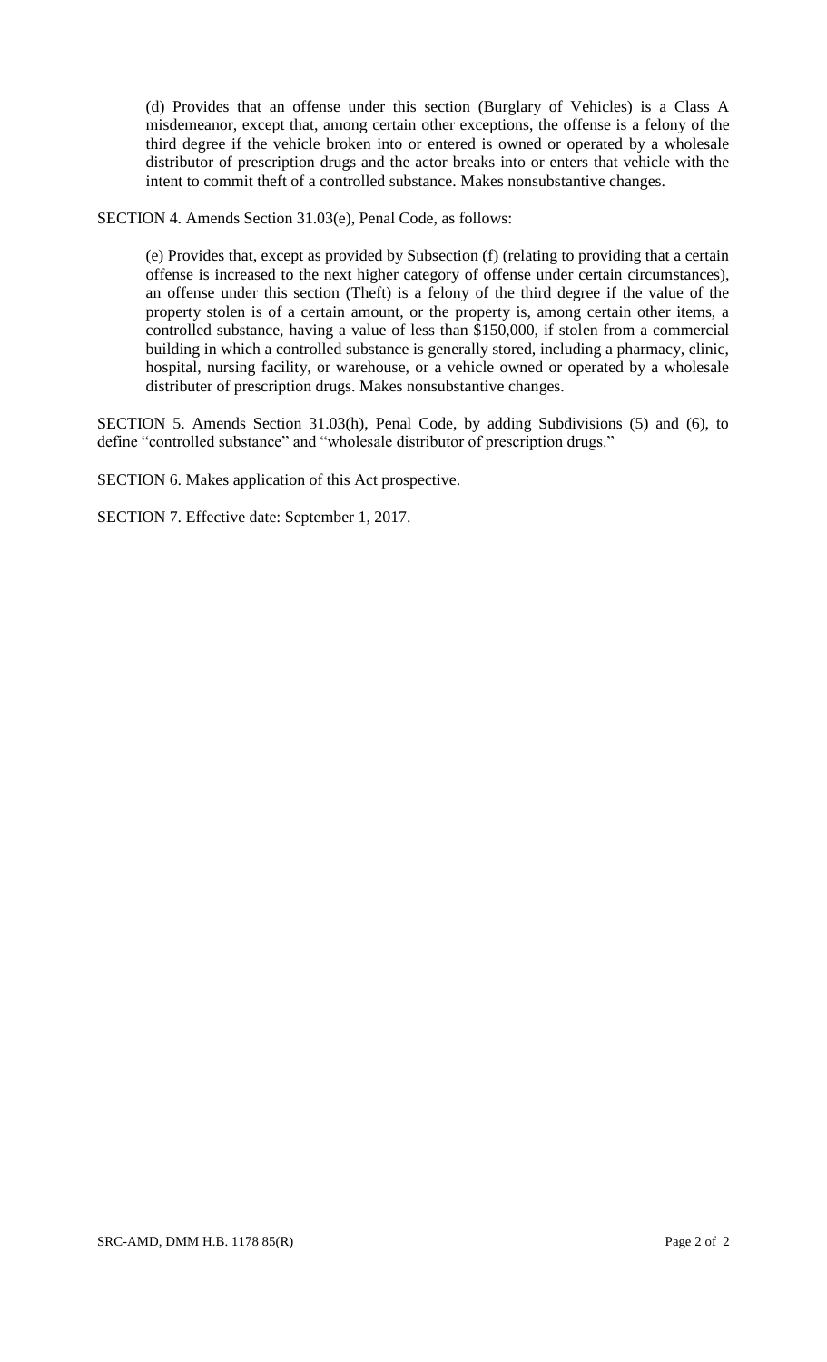(d) Provides that an offense under this section (Burglary of Vehicles) is a Class A misdemeanor, except that, among certain other exceptions, the offense is a felony of the third degree if the vehicle broken into or entered is owned or operated by a wholesale distributor of prescription drugs and the actor breaks into or enters that vehicle with the intent to commit theft of a controlled substance. Makes nonsubstantive changes.

SECTION 4. Amends Section 31.03(e), Penal Code, as follows:

(e) Provides that, except as provided by Subsection (f) (relating to providing that a certain offense is increased to the next higher category of offense under certain circumstances), an offense under this section (Theft) is a felony of the third degree if the value of the property stolen is of a certain amount, or the property is, among certain other items, a controlled substance, having a value of less than $150,000, if stolen from a commercial building in which a controlled substance is generally stored, including a pharmacy, clinic, hospital, nursing facility, or warehouse, or a vehicle owned or operated by a wholesale distributer of prescription drugs. Makes nonsubstantive changes.

SECTION 5. Amends Section 31.03(h), Penal Code, by adding Subdivisions (5) and (6), to define "controlled substance" and "wholesale distributor of prescription drugs."

SECTION 6. Makes application of this Act prospective.

SECTION 7. Effective date: September 1, 2017.